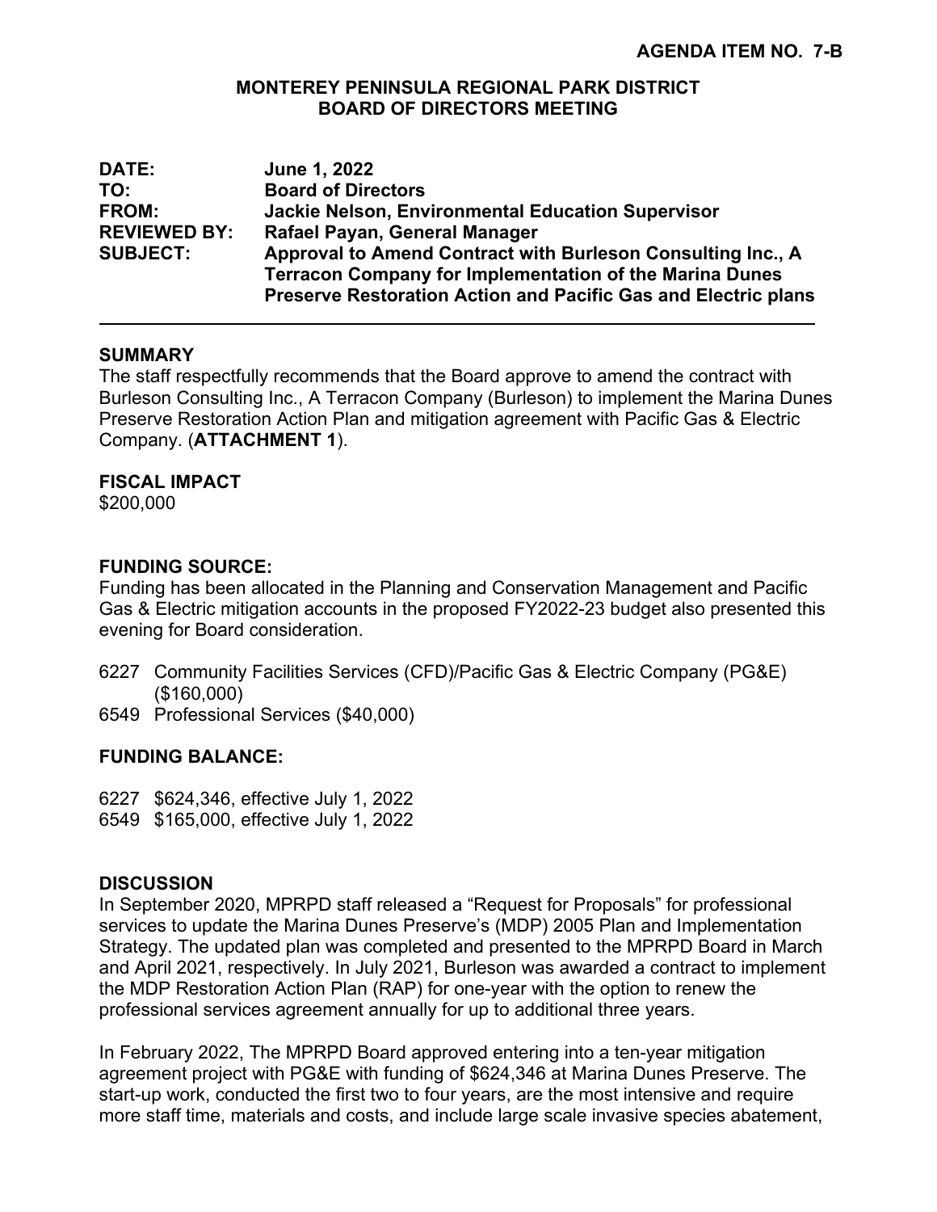**AGENDA ITEM NO. 7-B**

**MONTEREY PENINSULA REGIONAL PARK DISTRICT**
**BOARD OF DIRECTORS MEETING**

| | |
|---|---|
| **DATE:** | **June 1, 2022** |
| **TO:** | **Board of Directors** |
| **FROM:** | **Jackie Nelson, Environmental Education Supervisor** |
| **REVIEWED BY:** | **Rafael Payan, General Manager** |
| **SUBJECT:** | **Approval to Amend Contract with Burleson Consulting Inc., A Terracon Company for Implementation of the Marina Dunes Preserve Restoration Action and Pacific Gas and Electric plans** |

---

## SUMMARY

The staff respectfully recommends that the Board approve to amend the contract with Burleson Consulting Inc., A Terracon Company (Burleson) to implement the Marina Dunes Preserve Restoration Action Plan and mitigation agreement with Pacific Gas & Electric Company. (**ATTACHMENT 1**).

## FISCAL IMPACT

$200,000

## FUNDING SOURCE:

Funding has been allocated in the Planning and Conservation Management and Pacific Gas & Electric mitigation accounts in the proposed FY2022-23 budget also presented this evening for Board consideration.

6227 Community Facilities Services (CFD)/Pacific Gas & Electric Company (PG&E) ($160,000)
6549 Professional Services ($40,000)

## FUNDING BALANCE:

6227 $624,346, effective July 1, 2022
6549 $165,000, effective July 1, 2022

## DISCUSSION

In September 2020, MPRPD staff released a "Request for Proposals" for professional services to update the Marina Dunes Preserve's (MDP) 2005 Plan and Implementation Strategy. The updated plan was completed and presented to the MPRPD Board in March and April 2021, respectively. In July 2021, Burleson was awarded a contract to implement the MDP Restoration Action Plan (RAP) for one-year with the option to renew the professional services agreement annually for up to additional three years.

In February 2022, The MPRPD Board approved entering into a ten-year mitigation agreement project with PG&E with funding of $624,346 at Marina Dunes Preserve. The start-up work, conducted the first two to four years, are the most intensive and require more staff time, materials and costs, and include large scale invasive species abatement,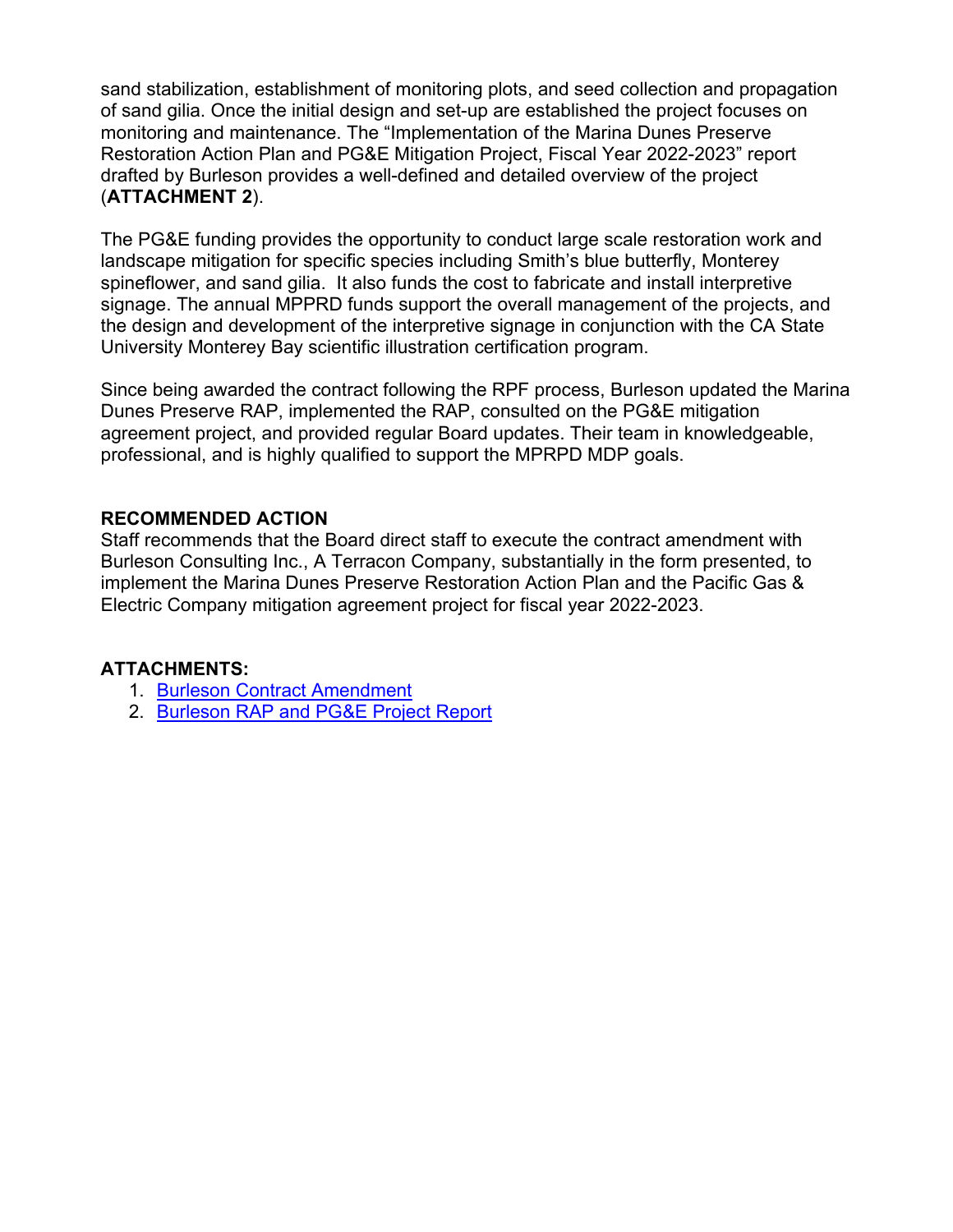sand stabilization, establishment of monitoring plots, and seed collection and propagation of sand gilia. Once the initial design and set-up are established the project focuses on monitoring and maintenance. The "Implementation of the Marina Dunes Preserve Restoration Action Plan and PG&E Mitigation Project, Fiscal Year 2022-2023" report drafted by Burleson provides a well-defined and detailed overview of the project (**ATTACHMENT 2**).

The PG&E funding provides the opportunity to conduct large scale restoration work and landscape mitigation for specific species including Smith's blue butterfly, Monterey spineflower, and sand gilia. It also funds the cost to fabricate and install interpretive signage. The annual MPPRD funds support the overall management of the projects, and the design and development of the interpretive signage in conjunction with the CA State University Monterey Bay scientific illustration certification program.

Since being awarded the contract following the RPF process, Burleson updated the Marina Dunes Preserve RAP, implemented the RAP, consulted on the PG&E mitigation agreement project, and provided regular Board updates. Their team in knowledgeable, professional, and is highly qualified to support the MPRPD MDP goals.

## RECOMMENDED ACTION

Staff recommends that the Board direct staff to execute the contract amendment with Burleson Consulting Inc., A Terracon Company, substantially in the form presented, to implement the Marina Dunes Preserve Restoration Action Plan and the Pacific Gas & Electric Company mitigation agreement project for fiscal year 2022-2023.

## ATTACHMENTS:

1. Burleson Contract Amendment
2. Burleson RAP and PG&E Project Report